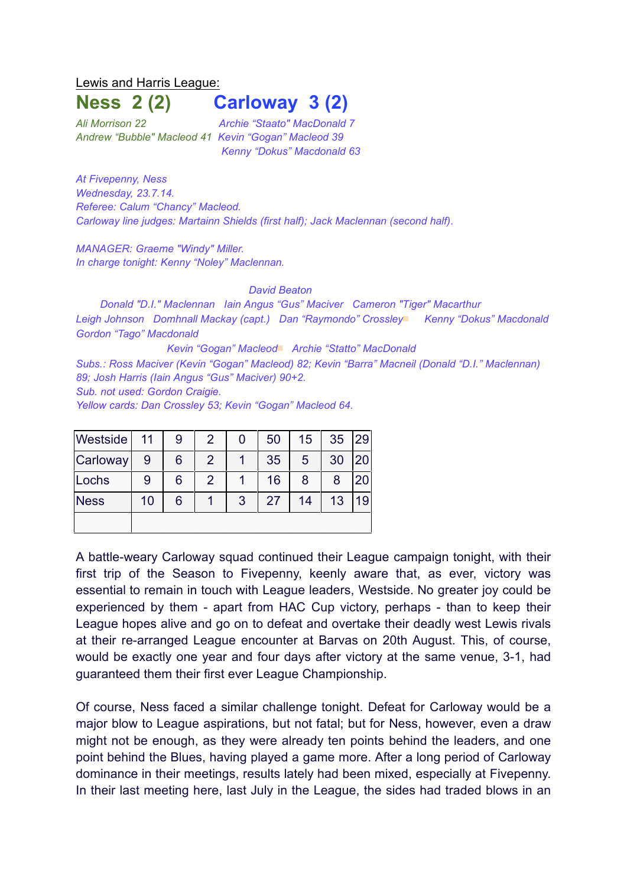Lewis and Harris League:

## Ness 2 (2) Carloway 3 (2)

*Ali Morrison 22* — *Archie "Staato" MacDonald 7*
*Andrew "Bubble" Macleod 41* — *Kevin "Gogan" Macleod 39*
*Kenny "Dokus" Macdonald 63*

*At Fivepenny, Ness*
*Wednesday, 23.7.14.*
*Referee: Calum "Chancy" Macleod.*
*Carloway line judges: Martainn Shields (first half); Jack Maclennan (second half).*

*MANAGER: Graeme "Windy" Miller.*
*In charge tonight: Kenny "Noley" Maclennan.*

*David Beaton*
*Donald "D.I." Maclennan Iain Angus "Gus" Maciver Cameron "Tiger" Macarthur*
*Leigh Johnson Domhnall Mackay (capt.) Dan "Raymondo" Crossley Kenny "Dokus" Macdonald*
*Gordon "Tago" Macdonald*
*Kevin "Gogan" Macleod Archie "Statto" MacDonald*
*Subs.: Ross Maciver (Kevin "Gogan" Macleod) 82; Kevin "Barra" Macneil (Donald "D.I." Maclennan) 89; Josh Harris (Iain Angus "Gus" Maciver) 90+2.*
*Sub. not used: Gordon Craigie.*
*Yellow cards: Dan Crossley 53; Kevin "Gogan" Macleod 64.*

| | | | | | | | | |
|---|---|---|---|---|---|---|---|---|
| Westside | 11 | 9 | 2 | 0 | 50 | 15 | 35 | 29 |
| Carloway | 9 | 6 | 2 | 1 | 35 | 5 | 30 | 20 |
| Lochs | 9 | 6 | 2 | 1 | 16 | 8 | 8 | 20 |
| Ness | 10 | 6 | 1 | 3 | 27 | 14 | 13 | 19 |
| | | | | | | | | |

A battle-weary Carloway squad continued their League campaign tonight, with their first trip of the Season to Fivepenny, keenly aware that, as ever, victory was essential to remain in touch with League leaders, Westside. No greater joy could be experienced by them - apart from HAC Cup victory, perhaps - than to keep their League hopes alive and go on to defeat and overtake their deadly west Lewis rivals at their re-arranged League encounter at Barvas on 20th August. This, of course, would be exactly one year and four days after victory at the same venue, 3-1, had guaranteed them their first ever League Championship.

Of course, Ness faced a similar challenge tonight. Defeat for Carloway would be a major blow to League aspirations, but not fatal; but for Ness, however, even a draw might not be enough, as they were already ten points behind the leaders, and one point behind the Blues, having played a game more. After a long period of Carloway dominance in their meetings, results lately had been mixed, especially at Fivepenny. In their last meeting here, last July in the League, the sides had traded blows in an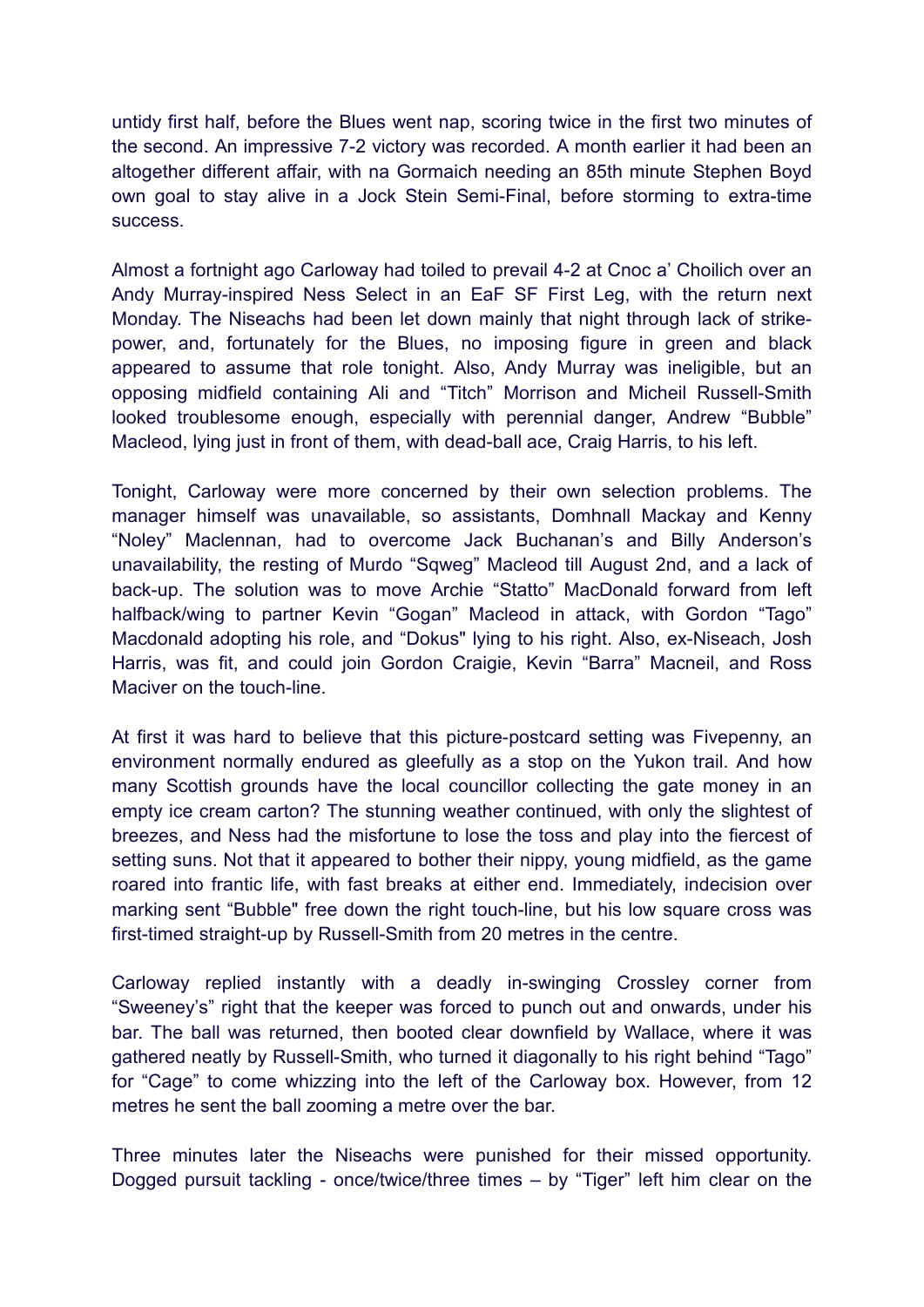untidy first half, before the Blues went nap, scoring twice in the first two minutes of the second. An impressive 7-2 victory was recorded. A month earlier it had been an altogether different affair, with na Gormaich needing an 85th minute Stephen Boyd own goal to stay alive in a Jock Stein Semi-Final, before storming to extra-time success.

Almost a fortnight ago Carloway had toiled to prevail 4-2 at Cnoc a' Choilich over an Andy Murray-inspired Ness Select in an EaF SF First Leg, with the return next Monday. The Niseachs had been let down mainly that night through lack of strike-power, and, fortunately for the Blues, no imposing figure in green and black appeared to assume that role tonight. Also, Andy Murray was ineligible, but an opposing midfield containing Ali and "Titch" Morrison and Micheil Russell-Smith looked troublesome enough, especially with perennial danger, Andrew "Bubble" Macleod, lying just in front of them, with dead-ball ace, Craig Harris, to his left.

Tonight, Carloway were more concerned by their own selection problems. The manager himself was unavailable, so assistants, Domhnall Mackay and Kenny "Noley" Maclennan, had to overcome Jack Buchanan's and Billy Anderson's unavailability, the resting of Murdo "Sqweg" Macleod till August 2nd, and a lack of back-up. The solution was to move Archie "Statto" MacDonald forward from left halfback/wing to partner Kevin "Gogan" Macleod in attack, with Gordon "Tago" Macdonald adopting his role, and "Dokus" lying to his right. Also, ex-Niseach, Josh Harris, was fit, and could join Gordon Craigie, Kevin "Barra" Macneil, and Ross Maciver on the touch-line.

At first it was hard to believe that this picture-postcard setting was Fivepenny, an environment normally endured as gleefully as a stop on the Yukon trail. And how many Scottish grounds have the local councillor collecting the gate money in an empty ice cream carton? The stunning weather continued, with only the slightest of breezes, and Ness had the misfortune to lose the toss and play into the fiercest of setting suns. Not that it appeared to bother their nippy, young midfield, as the game roared into frantic life, with fast breaks at either end. Immediately, indecision over marking sent "Bubble" free down the right touch-line, but his low square cross was first-timed straight-up by Russell-Smith from 20 metres in the centre.

Carloway replied instantly with a deadly in-swinging Crossley corner from "Sweeney's" right that the keeper was forced to punch out and onwards, under his bar. The ball was returned, then booted clear downfield by Wallace, where it was gathered neatly by Russell-Smith, who turned it diagonally to his right behind "Tago" for "Cage" to come whizzing into the left of the Carloway box. However, from 12 metres he sent the ball zooming a metre over the bar.

Three minutes later the Niseachs were punished for their missed opportunity. Dogged pursuit tackling - once/twice/three times – by "Tiger" left him clear on the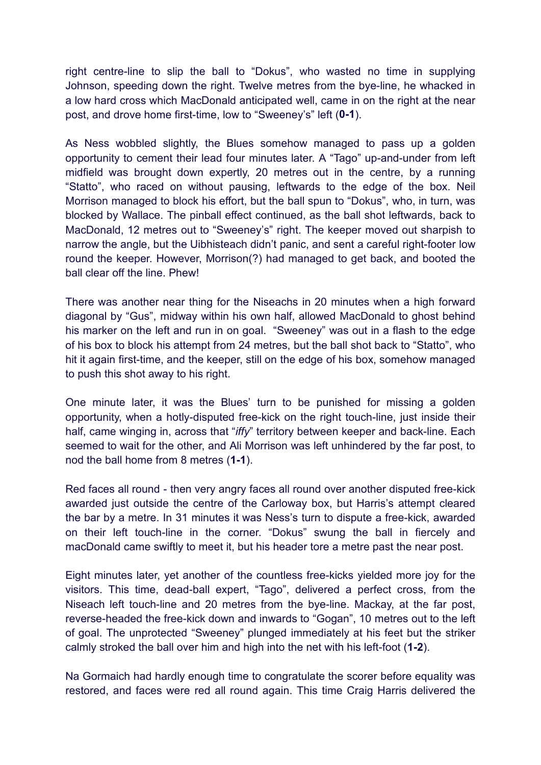right centre-line to slip the ball to “Dokus”, who wasted no time in supplying Johnson, speeding down the right. Twelve metres from the bye-line, he whacked in a low hard cross which MacDonald anticipated well, came in on the right at the near post, and drove home first-time, low to “Sweeney’s” left (**0-1**).

As Ness wobbled slightly, the Blues somehow managed to pass up a golden opportunity to cement their lead four minutes later. A “Tago” up-and-under from left midfield was brought down expertly, 20 metres out in the centre, by a running “Statto”, who raced on without pausing, leftwards to the edge of the box. Neil Morrison managed to block his effort, but the ball spun to “Dokus”, who, in turn, was blocked by Wallace. The pinball effect continued, as the ball shot leftwards, back to MacDonald, 12 metres out to “Sweeney’s” right. The keeper moved out sharpish to narrow the angle, but the Uibhisteach didn’t panic, and sent a careful right-footer low round the keeper. However, Morrison(?) had managed to get back, and booted the ball clear off the line. Phew!

There was another near thing for the Niseachs in 20 minutes when a high forward diagonal by “Gus”, midway within his own half, allowed MacDonald to ghost behind his marker on the left and run in on goal. “Sweeney” was out in a flash to the edge of his box to block his attempt from 24 metres, but the ball shot back to “Statto”, who hit it again first-time, and the keeper, still on the edge of his box, somehow managed to push this shot away to his right.

One minute later, it was the Blues’ turn to be punished for missing a golden opportunity, when a hotly-disputed free-kick on the right touch-line, just inside their half, came winging in, across that “*iffy*” territory between keeper and back-line. Each seemed to wait for the other, and Ali Morrison was left unhindered by the far post, to nod the ball home from 8 metres (**1-1**).

Red faces all round - then very angry faces all round over another disputed free-kick awarded just outside the centre of the Carloway box, but Harris’s attempt cleared the bar by a metre. In 31 minutes it was Ness’s turn to dispute a free-kick, awarded on their left touch-line in the corner. “Dokus” swung the ball in fiercely and macDonald came swiftly to meet it, but his header tore a metre past the near post.

Eight minutes later, yet another of the countless free-kicks yielded more joy for the visitors. This time, dead-ball expert, “Tago”, delivered a perfect cross, from the Niseach left touch-line and 20 metres from the bye-line. Mackay, at the far post, reverse-headed the free-kick down and inwards to “Gogan”, 10 metres out to the left of goal. The unprotected “Sweeney” plunged immediately at his feet but the striker calmly stroked the ball over him and high into the net with his left-foot (**1-2**).

Na Gormaich had hardly enough time to congratulate the scorer before equality was restored, and faces were red all round again. This time Craig Harris delivered the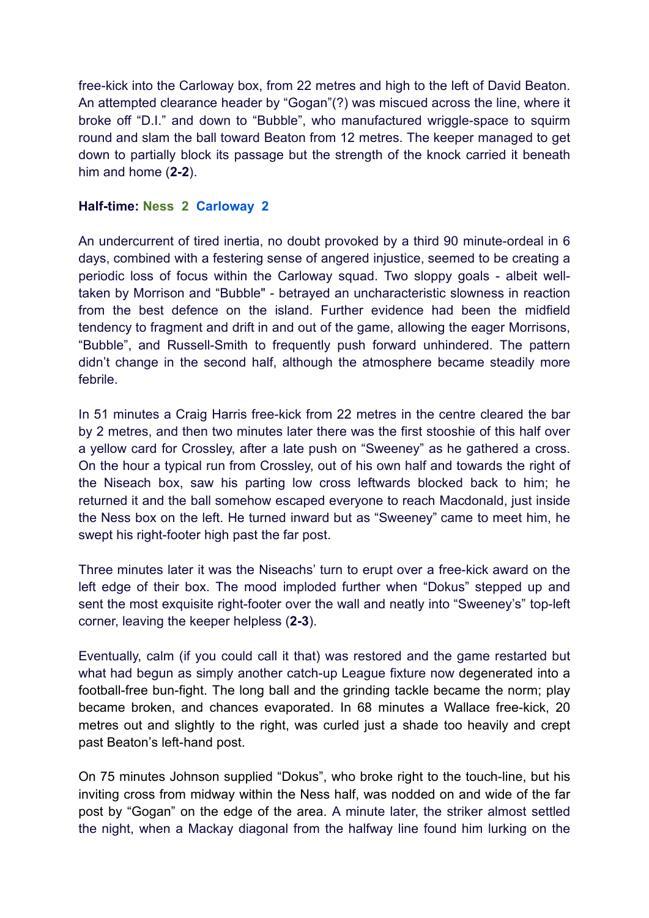free-kick into the Carloway box, from 22 metres and high to the left of David Beaton. An attempted clearance header by "Gogan"(?) was miscued across the line, where it broke off "D.I." and down to "Bubble", who manufactured wriggle-space to squirm round and slam the ball toward Beaton from 12 metres. The keeper managed to get down to partially block its passage but the strength of the knock carried it beneath him and home (**2-2**).

**Half-time: Ness 2 Carloway 2**

An undercurrent of tired inertia, no doubt provoked by a third 90 minute-ordeal in 6 days, combined with a festering sense of angered injustice, seemed to be creating a periodic loss of focus within the Carloway squad. Two sloppy goals - albeit well-taken by Morrison and "Bubble" - betrayed an uncharacteristic slowness in reaction from the best defence on the island. Further evidence had been the midfield tendency to fragment and drift in and out of the game, allowing the eager Morrisons, "Bubble", and Russell-Smith to frequently push forward unhindered. The pattern didn't change in the second half, although the atmosphere became steadily more febrile.

In 51 minutes a Craig Harris free-kick from 22 metres in the centre cleared the bar by 2 metres, and then two minutes later there was the first stooshie of this half over a yellow card for Crossley, after a late push on "Sweeney" as he gathered a cross. On the hour a typical run from Crossley, out of his own half and towards the right of the Niseach box, saw his parting low cross leftwards blocked back to him; he returned it and the ball somehow escaped everyone to reach Macdonald, just inside the Ness box on the left. He turned inward but as "Sweeney" came to meet him, he swept his right-footer high past the far post.

Three minutes later it was the Niseachs' turn to erupt over a free-kick award on the left edge of their box. The mood imploded further when "Dokus" stepped up and sent the most exquisite right-footer over the wall and neatly into "Sweeney's" top-left corner, leaving the keeper helpless (**2-3**).

Eventually, calm (if you could call it that) was restored and the game restarted but what had begun as simply another catch-up League fixture now degenerated into a football-free bun-fight. The long ball and the grinding tackle became the norm; play became broken, and chances evaporated. In 68 minutes a Wallace free-kick, 20 metres out and slightly to the right, was curled just a shade too heavily and crept past Beaton's left-hand post.

On 75 minutes Johnson supplied "Dokus", who broke right to the touch-line, but his inviting cross from midway within the Ness half, was nodded on and wide of the far post by "Gogan" on the edge of the area. A minute later, the striker almost settled the night, when a Mackay diagonal from the halfway line found him lurking on the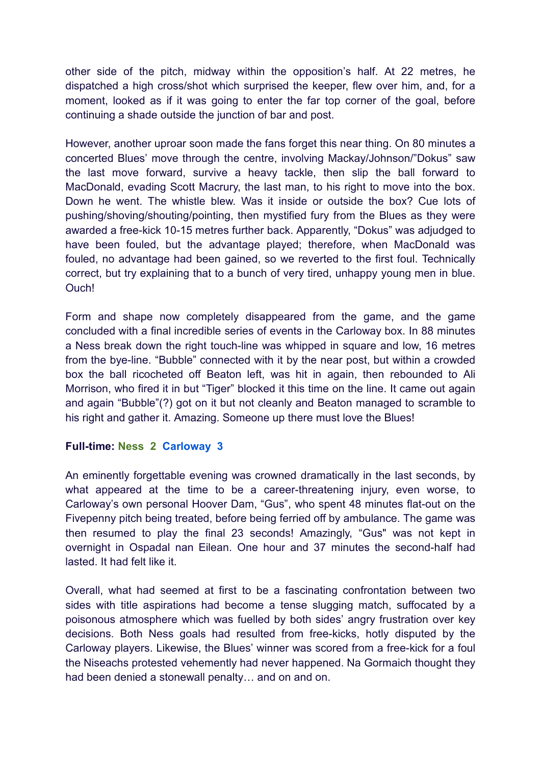other side of the pitch, midway within the opposition's half. At 22 metres, he dispatched a high cross/shot which surprised the keeper, flew over him, and, for a moment, looked as if it was going to enter the far top corner of the goal, before continuing a shade outside the junction of bar and post.

However, another uproar soon made the fans forget this near thing. On 80 minutes a concerted Blues' move through the centre, involving Mackay/Johnson/"Dokus" saw the last move forward, survive a heavy tackle, then slip the ball forward to MacDonald, evading Scott Macrury, the last man, to his right to move into the box. Down he went. The whistle blew. Was it inside or outside the box? Cue lots of pushing/shoving/shouting/pointing, then mystified fury from the Blues as they were awarded a free-kick 10-15 metres further back. Apparently, "Dokus" was adjudged to have been fouled, but the advantage played; therefore, when MacDonald was fouled, no advantage had been gained, so we reverted to the first foul. Technically correct, but try explaining that to a bunch of very tired, unhappy young men in blue. Ouch!

Form and shape now completely disappeared from the game, and the game concluded with a final incredible series of events in the Carloway box. In 88 minutes a Ness break down the right touch-line was whipped in square and low, 16 metres from the bye-line. "Bubble" connected with it by the near post, but within a crowded box the ball ricocheted off Beaton left, was hit in again, then rebounded to Ali Morrison, who fired it in but "Tiger" blocked it this time on the line. It came out again and again "Bubble"(?) got on it but not cleanly and Beaton managed to scramble to his right and gather it. Amazing. Someone up there must love the Blues!

**Full-time: Ness 2 Carloway 3**

An eminently forgettable evening was crowned dramatically in the last seconds, by what appeared at the time to be a career-threatening injury, even worse, to Carloway's own personal Hoover Dam, "Gus", who spent 48 minutes flat-out on the Fivepenny pitch being treated, before being ferried off by ambulance. The game was then resumed to play the final 23 seconds! Amazingly, "Gus" was not kept in overnight in Ospadal nan Eilean. One hour and 37 minutes the second-half had lasted. It had felt like it.

Overall, what had seemed at first to be a fascinating confrontation between two sides with title aspirations had become a tense slugging match, suffocated by a poisonous atmosphere which was fuelled by both sides' angry frustration over key decisions. Both Ness goals had resulted from free-kicks, hotly disputed by the Carloway players. Likewise, the Blues' winner was scored from a free-kick for a foul the Niseachs protested vehemently had never happened. Na Gormaich thought they had been denied a stonewall penalty… and on and on.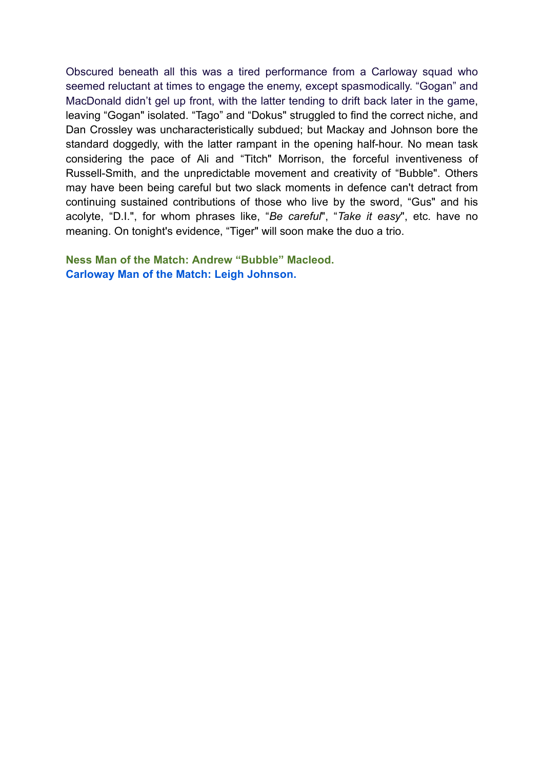Obscured beneath all this was a tired performance from a Carloway squad who seemed reluctant at times to engage the enemy, except spasmodically. “Gogan” and MacDonald didn’t gel up front, with the latter tending to drift back later in the game, leaving “Gogan" isolated. “Tago” and “Dokus" struggled to find the correct niche, and Dan Crossley was uncharacteristically subdued; but Mackay and Johnson bore the standard doggedly, with the latter rampant in the opening half-hour. No mean task considering the pace of Ali and “Titch" Morrison, the forceful inventiveness of Russell-Smith, and the unpredictable movement and creativity of “Bubble". Others may have been being careful but two slack moments in defence can't detract from continuing sustained contributions of those who live by the sword, “Gus" and his acolyte, “D.I.", for whom phrases like, “*Be careful*", “*Take it easy*", etc. have no meaning. On tonight's evidence, “Tiger" will soon make the duo a trio.

**Ness Man of the Match: Andrew “Bubble” Macleod.**
**Carloway Man of the Match: Leigh Johnson.**